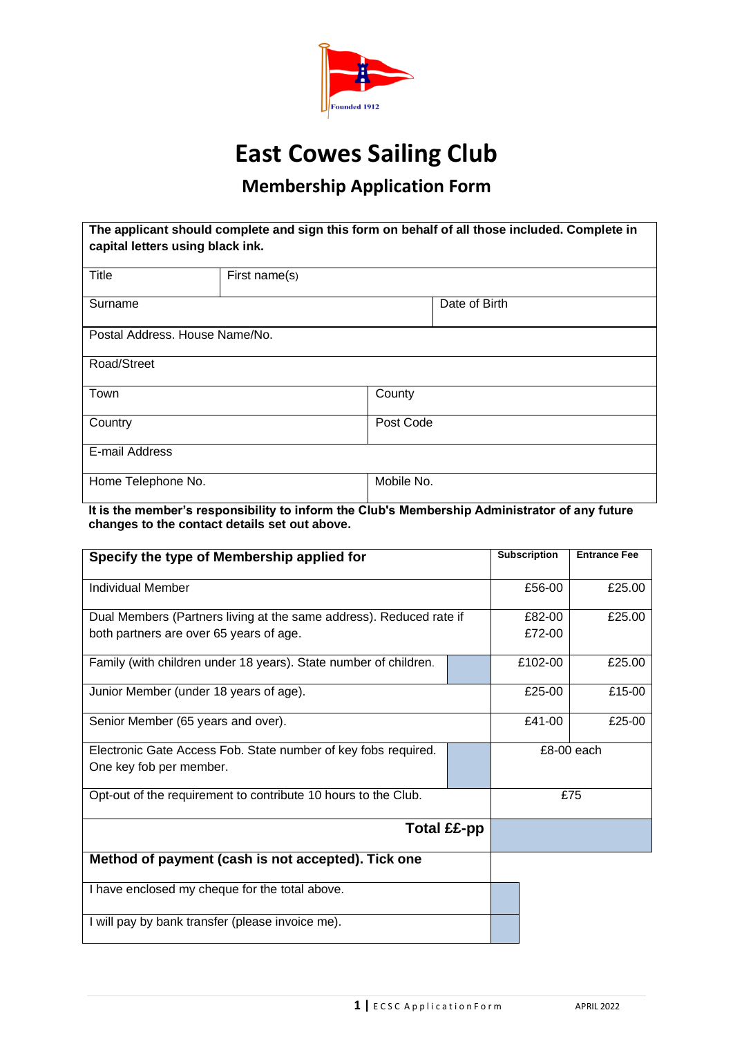Founded 1912

# East Cowes Sailing Club

## Membership Application Form

| The applicant should complete and sign this form on behalf of all those included. Complete in capital letters using black ink. | | |
|---|---|---|
| Title | First name(s) | |
| Surname | | Date of Birth |
| Postal Address. House Name/No. | | |
| Road/Street | | |
| Town | County | |
| Country | Post Code | |
| E-mail Address | | |
| Home Telephone No. | Mobile No. | |

**It is the member's responsibility to inform the Club's Membership Administrator of any future changes to the contact details set out above.**

| **Specify the type of Membership applied for** | | **Subscription** | **Entrance Fee** |
|---|---|---|---|
| Individual Member | | £56-00 | £25.00 |
| Dual Members (Partners living at the same address). Reduced rate if both partners are over 65 years of age. | | £82-00<br>£72-00 | £25.00 |
| Family (with children under 18 years). State number of children. | | £102-00 | £25.00 |
| Junior Member (under 18 years of age). | | £25-00 | £15-00 |
| Senior Member (65 years and over). | | £41-00 | £25-00 |
| Electronic Gate Access Fob. State number of key fobs required. One key fob per member. | | £8-00 each | |
| Opt-out of the requirement to contribute 10 hours to the Club. | | £75 | |
| **Total ££-pp** | | | |

| **Method of payment (cash is not accepted). Tick one** | |
|---|---|
| I have enclosed my cheque for the total above. | |
| I will pay by bank transfer (please invoice me). | |

APRIL 2022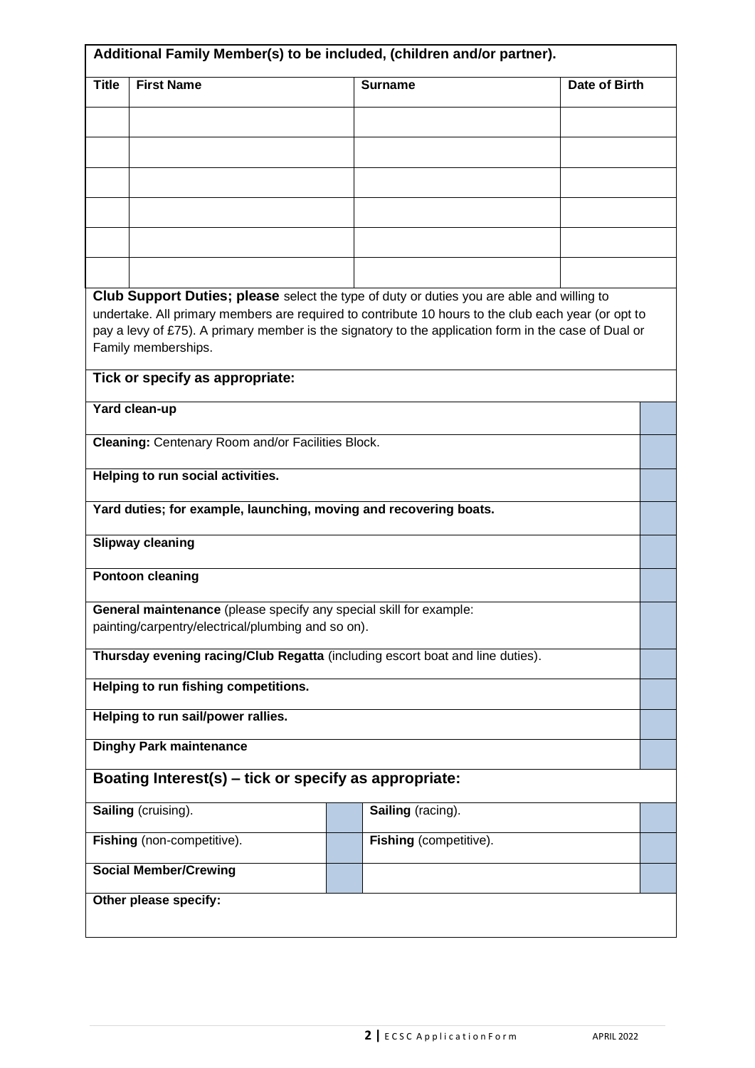**Additional Family Member(s) to be included, (children and/or partner).**

| Title | First Name | Surname | Date of Birth |
|---|---|---|---|
| | | | |
| | | | |
| | | | |
| | | | |
| | | | |
| | | | |

**Club Support Duties; please** select the type of duty or duties you are able and willing to undertake. All primary members are required to contribute 10 hours to the club each year (or opt to pay a levy of £75). A primary member is the signatory to the application form in the case of Dual or Family memberships.

**Tick or specify as appropriate:**

| Duty | |
|---|---|
| **Yard clean-up** | |
| **Cleaning:** Centenary Room and/or Facilities Block. | |
| **Helping to run social activities.** | |
| **Yard duties; for example, launching, moving and recovering boats.** | |
| **Slipway cleaning** | |
| **Pontoon cleaning** | |
| **General maintenance** (please specify any special skill for example: painting/carpentry/electrical/plumbing and so on). | |
| **Thursday evening racing/Club Regatta** (including escort boat and line duties). | |
| **Helping to run fishing competitions.** | |
| **Helping to run sail/power rallies.** | |
| **Dinghy Park maintenance** | |

**Boating Interest(s) – tick or specify as appropriate:**

| | | | |
|---|---|---|---|
| **Sailing** (cruising). | | **Sailing** (racing). | |
| **Fishing** (non-competitive). | | **Fishing** (competitive). | |
| **Social Member/Crewing** | | | |

**Other please specify:**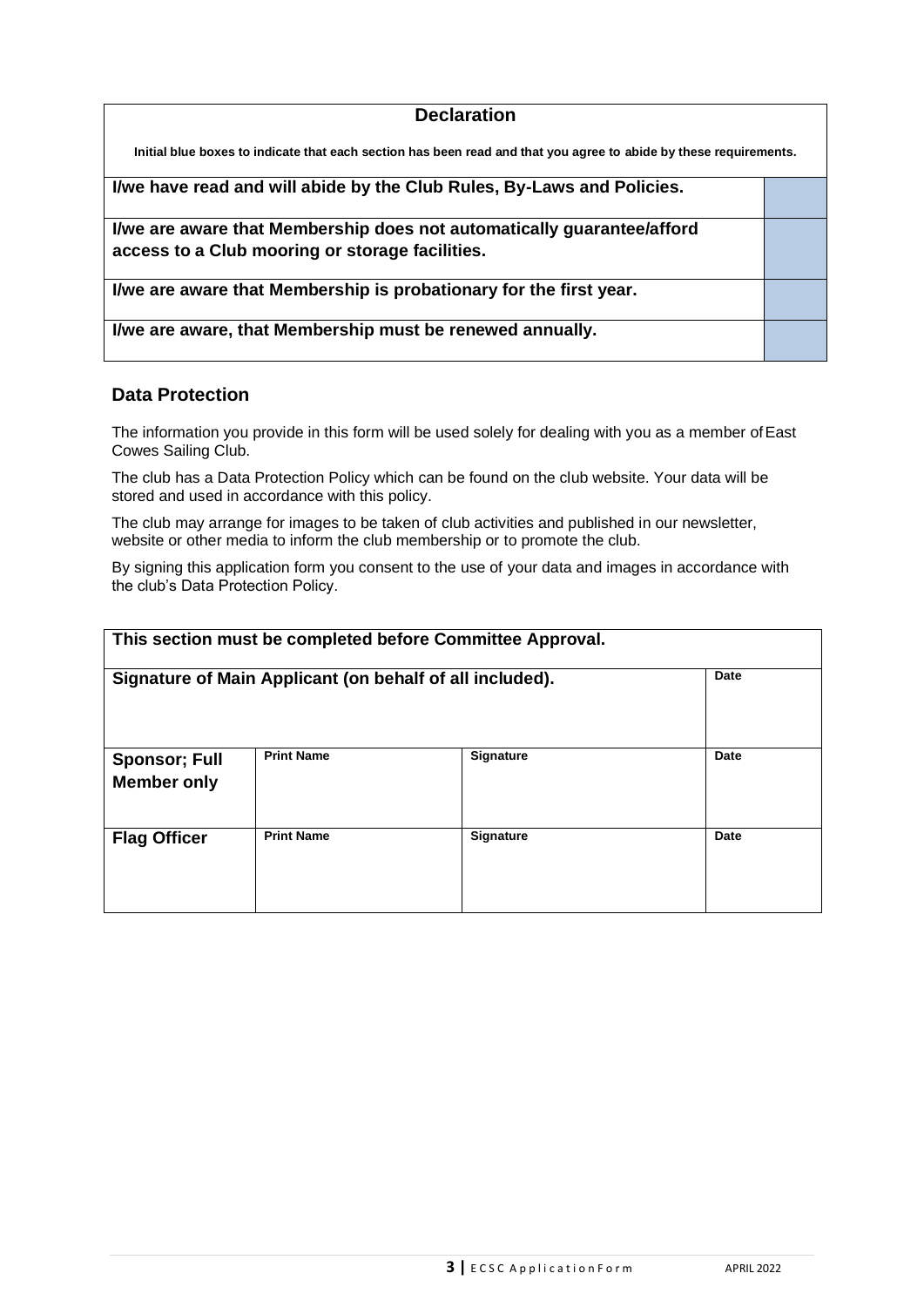| **Declaration** | |
|---|---|
| **Initial blue boxes to indicate that each section has been read and that you agree to abide by these requirements.** | |
| **I/we have read and will abide by the Club Rules, By-Laws and Policies.** | |
| **I/we are aware that Membership does not automatically guarantee/afford access to a Club mooring or storage facilities.** | |
| **I/we are aware that Membership is probationary for the first year.** | |
| **I/we are aware, that Membership must be renewed annually.** | |

## Data Protection

The information you provide in this form will be used solely for dealing with you as a member of East Cowes Sailing Club.

The club has a Data Protection Policy which can be found on the club website. Your data will be stored and used in accordance with this policy.

The club may arrange for images to be taken of club activities and published in our newsletter, website or other media to inform the club membership or to promote the club.

By signing this application form you consent to the use of your data and images in accordance with the club's Data Protection Policy.

| **This section must be completed before Committee Approval.** | | | |
|---|---|---|---|
| **Signature of Main Applicant (on behalf of all included).** | | | **Date** |
| **Sponsor; Full Member only** | **Print Name** | **Signature** | **Date** |
| **Flag Officer** | **Print Name** | **Signature** | **Date** |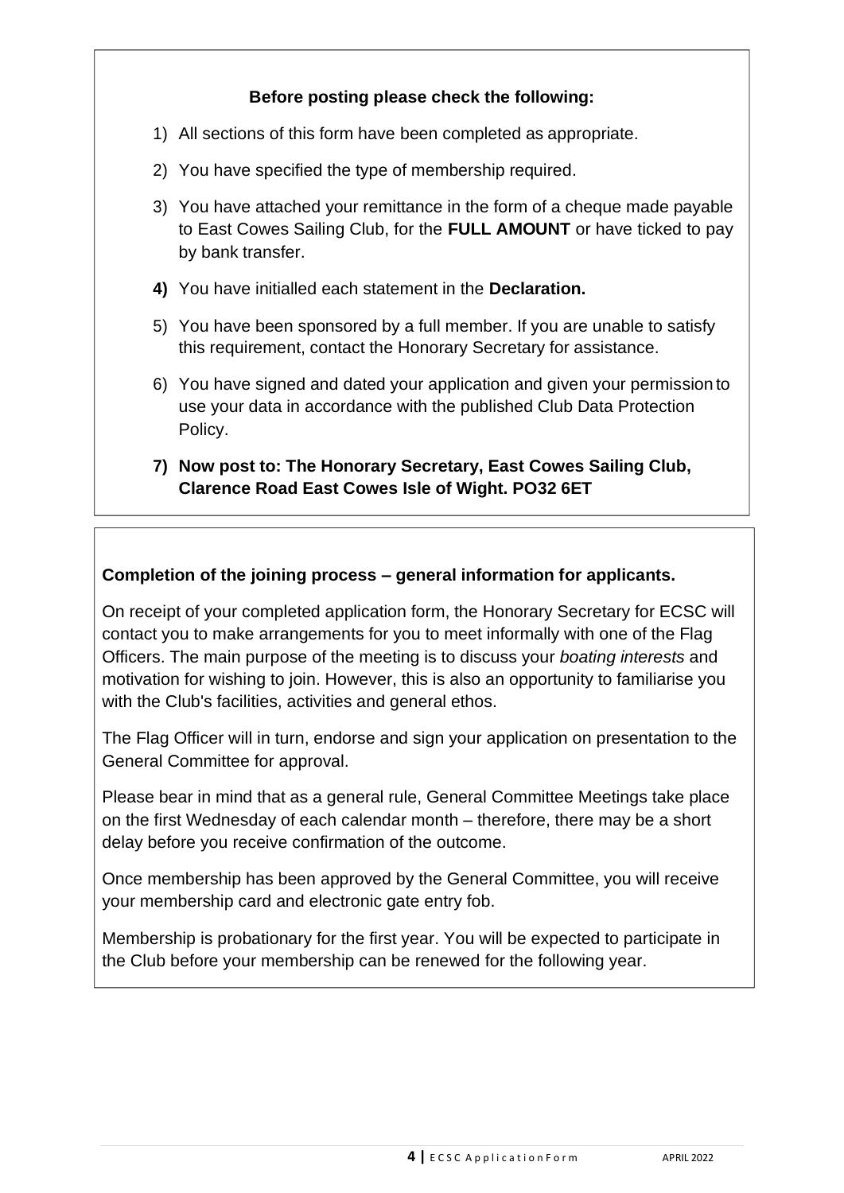**Before posting please check the following:**

1) All sections of this form have been completed as appropriate.
2) You have specified the type of membership required.
3) You have attached your remittance in the form of a cheque made payable to East Cowes Sailing Club, for the **FULL AMOUNT** or have ticked to pay by bank transfer.
4) You have initialled each statement in the **Declaration.**
5) You have been sponsored by a full member. If you are unable to satisfy this requirement, contact the Honorary Secretary for assistance.
6) You have signed and dated your application and given your permission to use your data in accordance with the published Club Data Protection Policy.
7) **Now post to: The Honorary Secretary, East Cowes Sailing Club, Clarence Road East Cowes Isle of Wight. PO32 6ET**

**Completion of the joining process – general information for applicants.**

On receipt of your completed application form, the Honorary Secretary for ECSC will contact you to make arrangements for you to meet informally with one of the Flag Officers. The main purpose of the meeting is to discuss your *boating interests* and motivation for wishing to join. However, this is also an opportunity to familiarise you with the Club's facilities, activities and general ethos.

The Flag Officer will in turn, endorse and sign your application on presentation to the General Committee for approval.

Please bear in mind that as a general rule, General Committee Meetings take place on the first Wednesday of each calendar month – therefore, there may be a short delay before you receive confirmation of the outcome.

Once membership has been approved by the General Committee, you will receive your membership card and electronic gate entry fob.

Membership is probationary for the first year. You will be expected to participate in the Club before your membership can be renewed for the following year.